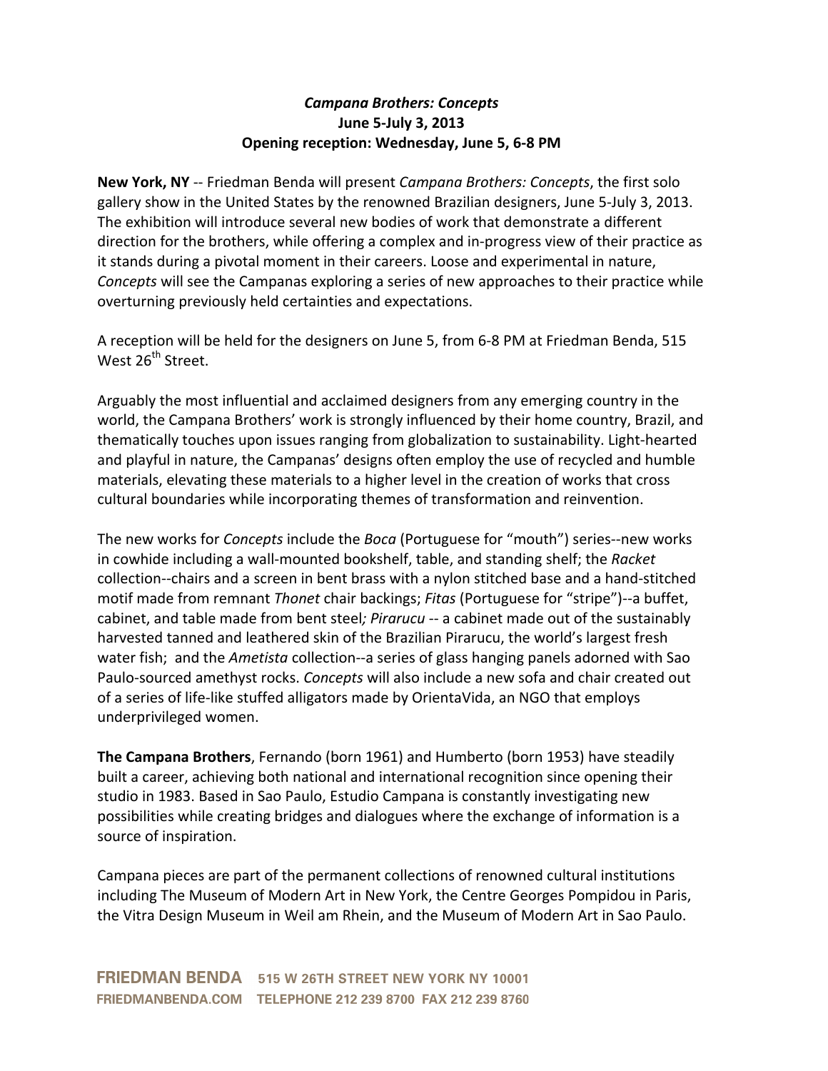***Campana Brothers: Concepts***
**June 5-July 3, 2013**
**Opening reception: Wednesday, June 5, 6-8 PM**

**New York, NY** -- Friedman Benda will present *Campana Brothers: Concepts*, the first solo gallery show in the United States by the renowned Brazilian designers, June 5-July 3, 2013. The exhibition will introduce several new bodies of work that demonstrate a different direction for the brothers, while offering a complex and in-progress view of their practice as it stands during a pivotal moment in their careers. Loose and experimental in nature, *Concepts* will see the Campanas exploring a series of new approaches to their practice while overturning previously held certainties and expectations.

A reception will be held for the designers on June 5, from 6-8 PM at Friedman Benda, 515 West 26th Street.

Arguably the most influential and acclaimed designers from any emerging country in the world, the Campana Brothers' work is strongly influenced by their home country, Brazil, and thematically touches upon issues ranging from globalization to sustainability. Light-hearted and playful in nature, the Campanas' designs often employ the use of recycled and humble materials, elevating these materials to a higher level in the creation of works that cross cultural boundaries while incorporating themes of transformation and reinvention.

The new works for *Concepts* include the *Boca* (Portuguese for "mouth") series--new works in cowhide including a wall-mounted bookshelf, table, and standing shelf; the *Racket* collection--chairs and a screen in bent brass with a nylon stitched base and a hand-stitched motif made from remnant *Thonet* chair backings; *Fitas* (Portuguese for "stripe")--a buffet, cabinet, and table made from bent steel; *Pirarucu* -- a cabinet made out of the sustainably harvested tanned and leathered skin of the Brazilian Pirarucu, the world's largest fresh water fish; and the *Ametista* collection--a series of glass hanging panels adorned with Sao Paulo-sourced amethyst rocks. *Concepts* will also include a new sofa and chair created out of a series of life-like stuffed alligators made by OrientaVida, an NGO that employs underprivileged women.

**The Campana Brothers**, Fernando (born 1961) and Humberto (born 1953) have steadily built a career, achieving both national and international recognition since opening their studio in 1983. Based in Sao Paulo, Estudio Campana is constantly investigating new possibilities while creating bridges and dialogues where the exchange of information is a source of inspiration.

Campana pieces are part of the permanent collections of renowned cultural institutions including The Museum of Modern Art in New York, the Centre Georges Pompidou in Paris, the Vitra Design Museum in Weil am Rhein, and the Museum of Modern Art in Sao Paulo.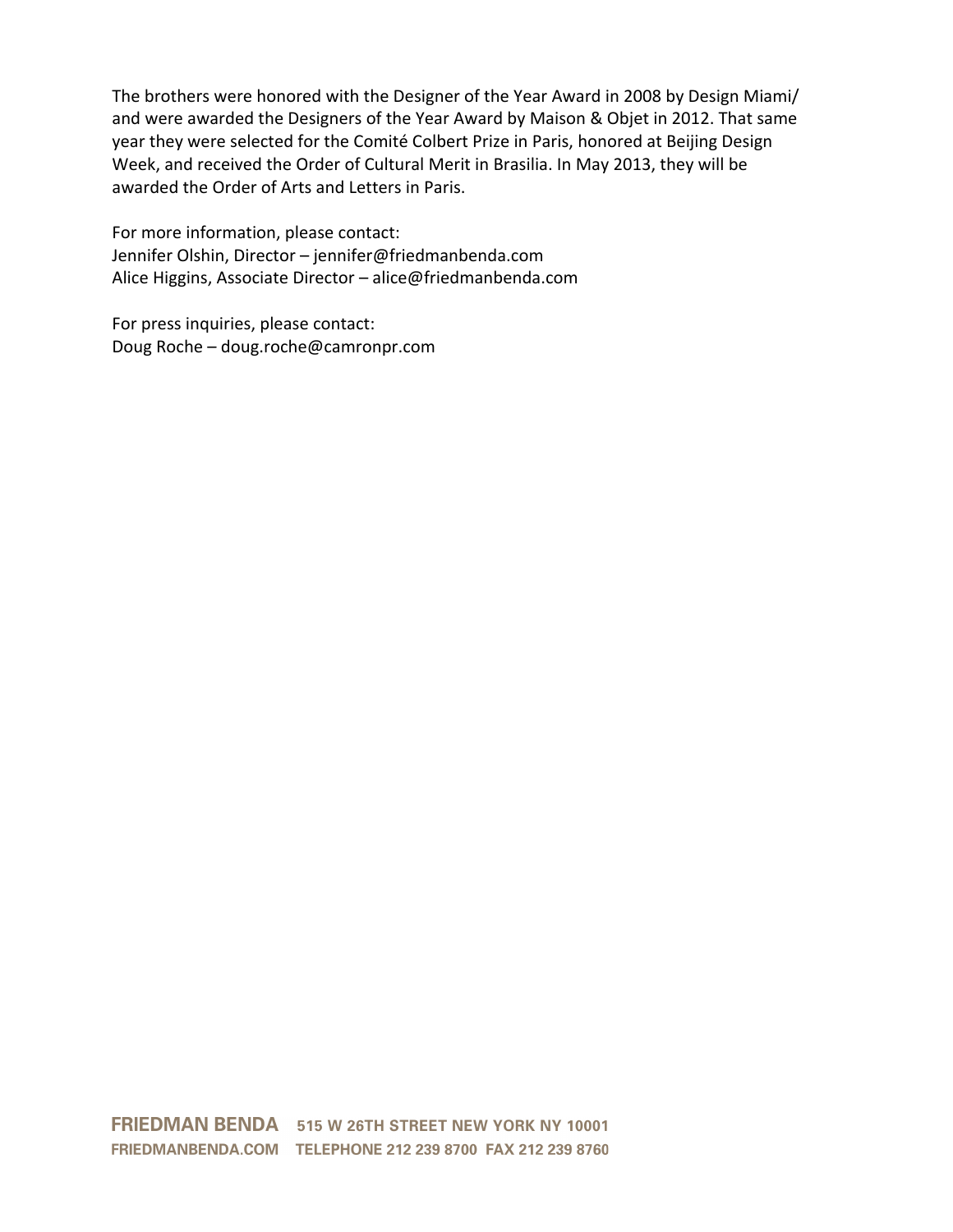The brothers were honored with the Designer of the Year Award in 2008 by Design Miami/ and were awarded the Designers of the Year Award by Maison & Objet in 2012. That same year they were selected for the Comité Colbert Prize in Paris, honored at Beijing Design Week, and received the Order of Cultural Merit in Brasilia. In May 2013, they will be awarded the Order of Arts and Letters in Paris.

For more information, please contact:
Jennifer Olshin, Director – jennifer@friedmanbenda.com
Alice Higgins, Associate Director – alice@friedmanbenda.com

For press inquiries, please contact:
Doug Roche – doug.roche@camronpr.com

**FRIEDMAN BENDA** 515 W 26TH STREET NEW YORK NY 10001
FRIEDMANBENDA.COM TELEPHONE 212 239 8700 FAX 212 239 8760